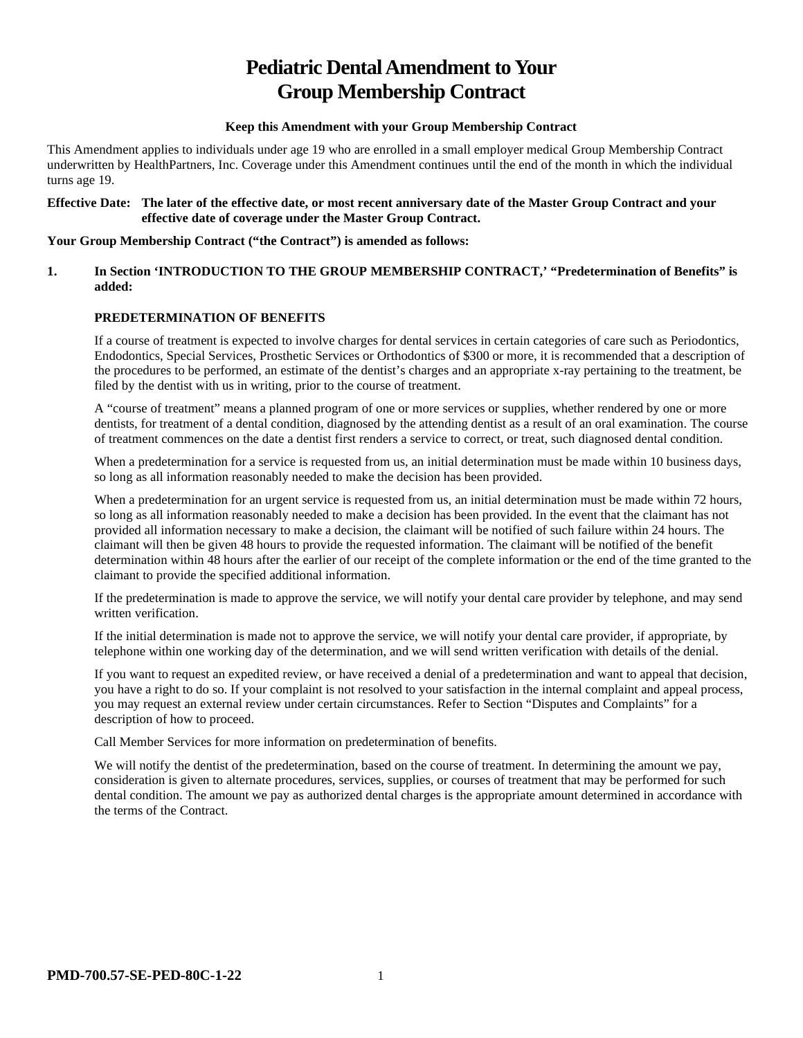# Pediatric Dental Amendment to Your Group Membership Contract

**Keep this Amendment with your Group Membership Contract**

This Amendment applies to individuals under age 19 who are enrolled in a small employer medical Group Membership Contract underwritten by HealthPartners, Inc. Coverage under this Amendment continues until the end of the month in which the individual turns age 19.

**Effective Date: The later of the effective date, or most recent anniversary date of the Master Group Contract and your effective date of coverage under the Master Group Contract.**

**Your Group Membership Contract ("the Contract") is amended as follows:**

**1. In Section 'INTRODUCTION TO THE GROUP MEMBERSHIP CONTRACT,' "Predetermination of Benefits" is added:**

**PREDETERMINATION OF BENEFITS**

If a course of treatment is expected to involve charges for dental services in certain categories of care such as Periodontics, Endodontics, Special Services, Prosthetic Services or Orthodontics of $300 or more, it is recommended that a description of the procedures to be performed, an estimate of the dentist's charges and an appropriate x-ray pertaining to the treatment, be filed by the dentist with us in writing, prior to the course of treatment.

A "course of treatment" means a planned program of one or more services or supplies, whether rendered by one or more dentists, for treatment of a dental condition, diagnosed by the attending dentist as a result of an oral examination. The course of treatment commences on the date a dentist first renders a service to correct, or treat, such diagnosed dental condition.

When a predetermination for a service is requested from us, an initial determination must be made within 10 business days, so long as all information reasonably needed to make the decision has been provided.

When a predetermination for an urgent service is requested from us, an initial determination must be made within 72 hours, so long as all information reasonably needed to make a decision has been provided. In the event that the claimant has not provided all information necessary to make a decision, the claimant will be notified of such failure within 24 hours. The claimant will then be given 48 hours to provide the requested information. The claimant will be notified of the benefit determination within 48 hours after the earlier of our receipt of the complete information or the end of the time granted to the claimant to provide the specified additional information.

If the predetermination is made to approve the service, we will notify your dental care provider by telephone, and may send written verification.

If the initial determination is made not to approve the service, we will notify your dental care provider, if appropriate, by telephone within one working day of the determination, and we will send written verification with details of the denial.

If you want to request an expedited review, or have received a denial of a predetermination and want to appeal that decision, you have a right to do so. If your complaint is not resolved to your satisfaction in the internal complaint and appeal process, you may request an external review under certain circumstances. Refer to Section "Disputes and Complaints" for a description of how to proceed.

Call Member Services for more information on predetermination of benefits.

We will notify the dentist of the predetermination, based on the course of treatment. In determining the amount we pay, consideration is given to alternate procedures, services, supplies, or courses of treatment that may be performed for such dental condition. The amount we pay as authorized dental charges is the appropriate amount determined in accordance with the terms of the Contract.

**PMD-700.57-SE-PED-80C-1-22**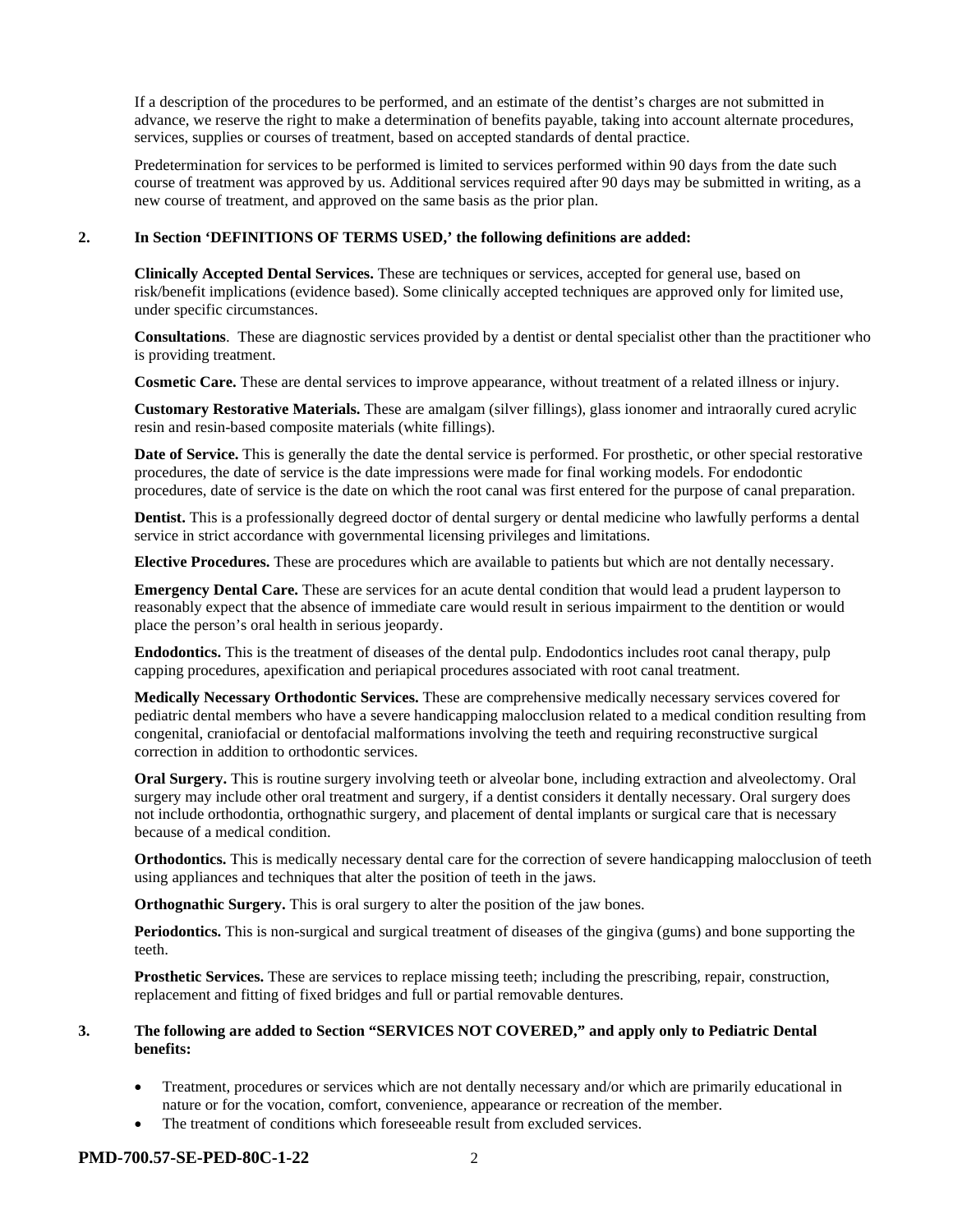If a description of the procedures to be performed, and an estimate of the dentist's charges are not submitted in advance, we reserve the right to make a determination of benefits payable, taking into account alternate procedures, services, supplies or courses of treatment, based on accepted standards of dental practice.

Predetermination for services to be performed is limited to services performed within 90 days from the date such course of treatment was approved by us. Additional services required after 90 days may be submitted in writing, as a new course of treatment, and approved on the same basis as the prior plan.

**2. In Section 'DEFINITIONS OF TERMS USED,' the following definitions are added:**

**Clinically Accepted Dental Services.** These are techniques or services, accepted for general use, based on risk/benefit implications (evidence based). Some clinically accepted techniques are approved only for limited use, under specific circumstances.

**Consultations**. These are diagnostic services provided by a dentist or dental specialist other than the practitioner who is providing treatment.

**Cosmetic Care.** These are dental services to improve appearance, without treatment of a related illness or injury.

**Customary Restorative Materials.** These are amalgam (silver fillings), glass ionomer and intraorally cured acrylic resin and resin-based composite materials (white fillings).

**Date of Service.** This is generally the date the dental service is performed. For prosthetic, or other special restorative procedures, the date of service is the date impressions were made for final working models. For endodontic procedures, date of service is the date on which the root canal was first entered for the purpose of canal preparation.

**Dentist.** This is a professionally degreed doctor of dental surgery or dental medicine who lawfully performs a dental service in strict accordance with governmental licensing privileges and limitations.

**Elective Procedures.** These are procedures which are available to patients but which are not dentally necessary.

**Emergency Dental Care.** These are services for an acute dental condition that would lead a prudent layperson to reasonably expect that the absence of immediate care would result in serious impairment to the dentition or would place the person's oral health in serious jeopardy.

**Endodontics.** This is the treatment of diseases of the dental pulp. Endodontics includes root canal therapy, pulp capping procedures, apexification and periapical procedures associated with root canal treatment.

**Medically Necessary Orthodontic Services.** These are comprehensive medically necessary services covered for pediatric dental members who have a severe handicapping malocclusion related to a medical condition resulting from congenital, craniofacial or dentofacial malformations involving the teeth and requiring reconstructive surgical correction in addition to orthodontic services.

**Oral Surgery.** This is routine surgery involving teeth or alveolar bone, including extraction and alveolectomy. Oral surgery may include other oral treatment and surgery, if a dentist considers it dentally necessary. Oral surgery does not include orthodontia, orthognathic surgery, and placement of dental implants or surgical care that is necessary because of a medical condition.

**Orthodontics.** This is medically necessary dental care for the correction of severe handicapping malocclusion of teeth using appliances and techniques that alter the position of teeth in the jaws.

**Orthognathic Surgery.** This is oral surgery to alter the position of the jaw bones.

**Periodontics.** This is non-surgical and surgical treatment of diseases of the gingiva (gums) and bone supporting the teeth.

**Prosthetic Services.** These are services to replace missing teeth; including the prescribing, repair, construction, replacement and fitting of fixed bridges and full or partial removable dentures.

**3. The following are added to Section "SERVICES NOT COVERED," and apply only to Pediatric Dental benefits:**

- Treatment, procedures or services which are not dentally necessary and/or which are primarily educational in nature or for the vocation, comfort, convenience, appearance or recreation of the member.
- The treatment of conditions which foreseeable result from excluded services.

**PMD-700.57-SE-PED-80C-1-22**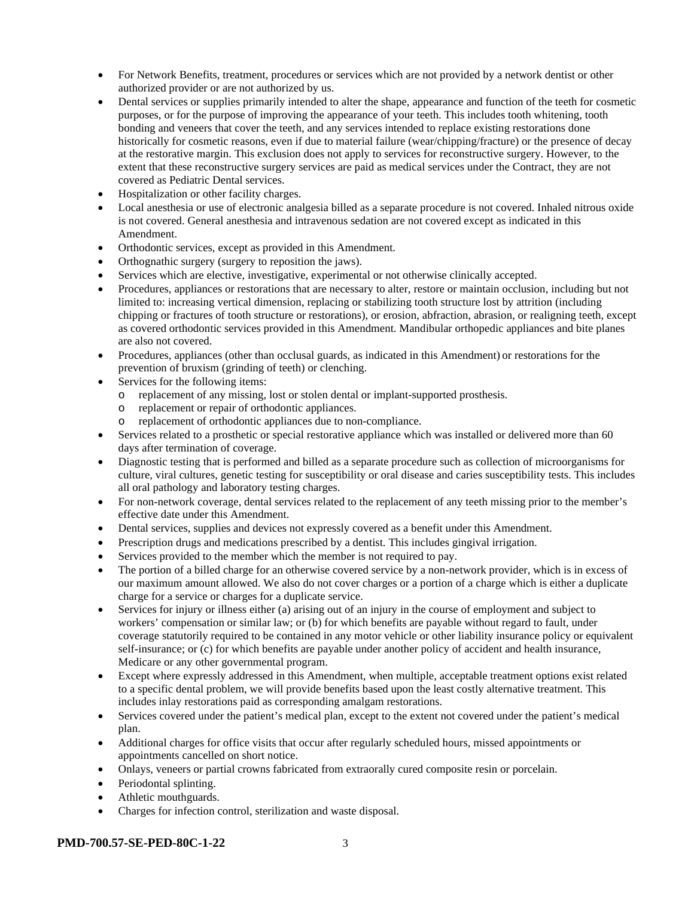- For Network Benefits, treatment, procedures or services which are not provided by a network dentist or other authorized provider or are not authorized by us.
- Dental services or supplies primarily intended to alter the shape, appearance and function of the teeth for cosmetic purposes, or for the purpose of improving the appearance of your teeth. This includes tooth whitening, tooth bonding and veneers that cover the teeth, and any services intended to replace existing restorations done historically for cosmetic reasons, even if due to material failure (wear/chipping/fracture) or the presence of decay at the restorative margin. This exclusion does not apply to services for reconstructive surgery. However, to the extent that these reconstructive surgery services are paid as medical services under the Contract, they are not covered as Pediatric Dental services.
- Hospitalization or other facility charges.
- Local anesthesia or use of electronic analgesia billed as a separate procedure is not covered. Inhaled nitrous oxide is not covered. General anesthesia and intravenous sedation are not covered except as indicated in this Amendment.
- Orthodontic services, except as provided in this Amendment.
- Orthognathic surgery (surgery to reposition the jaws).
- Services which are elective, investigative, experimental or not otherwise clinically accepted.
- Procedures, appliances or restorations that are necessary to alter, restore or maintain occlusion, including but not limited to: increasing vertical dimension, replacing or stabilizing tooth structure lost by attrition (including chipping or fractures of tooth structure or restorations), or erosion, abfraction, abrasion, or realigning teeth, except as covered orthodontic services provided in this Amendment. Mandibular orthopedic appliances and bite planes are also not covered.
- Procedures, appliances (other than occlusal guards, as indicated in this Amendment) or restorations for the prevention of bruxism (grinding of teeth) or clenching.
- Services for the following items:
  - replacement of any missing, lost or stolen dental or implant-supported prosthesis.
  - replacement or repair of orthodontic appliances.
  - replacement of orthodontic appliances due to non-compliance.
- Services related to a prosthetic or special restorative appliance which was installed or delivered more than 60 days after termination of coverage.
- Diagnostic testing that is performed and billed as a separate procedure such as collection of microorganisms for culture, viral cultures, genetic testing for susceptibility or oral disease and caries susceptibility tests. This includes all oral pathology and laboratory testing charges.
- For non-network coverage, dental services related to the replacement of any teeth missing prior to the member's effective date under this Amendment.
- Dental services, supplies and devices not expressly covered as a benefit under this Amendment.
- Prescription drugs and medications prescribed by a dentist. This includes gingival irrigation.
- Services provided to the member which the member is not required to pay.
- The portion of a billed charge for an otherwise covered service by a non-network provider, which is in excess of our maximum amount allowed. We also do not cover charges or a portion of a charge which is either a duplicate charge for a service or charges for a duplicate service.
- Services for injury or illness either (a) arising out of an injury in the course of employment and subject to workers' compensation or similar law; or (b) for which benefits are payable without regard to fault, under coverage statutorily required to be contained in any motor vehicle or other liability insurance policy or equivalent self-insurance; or (c) for which benefits are payable under another policy of accident and health insurance, Medicare or any other governmental program.
- Except where expressly addressed in this Amendment, when multiple, acceptable treatment options exist related to a specific dental problem, we will provide benefits based upon the least costly alternative treatment. This includes inlay restorations paid as corresponding amalgam restorations.
- Services covered under the patient's medical plan, except to the extent not covered under the patient's medical plan.
- Additional charges for office visits that occur after regularly scheduled hours, missed appointments or appointments cancelled on short notice.
- Onlays, veneers or partial crowns fabricated from extraorally cured composite resin or porcelain.
- Periodontal splinting.
- Athletic mouthguards.
- Charges for infection control, sterilization and waste disposal.

**PMD-700.57-SE-PED-80C-1-22**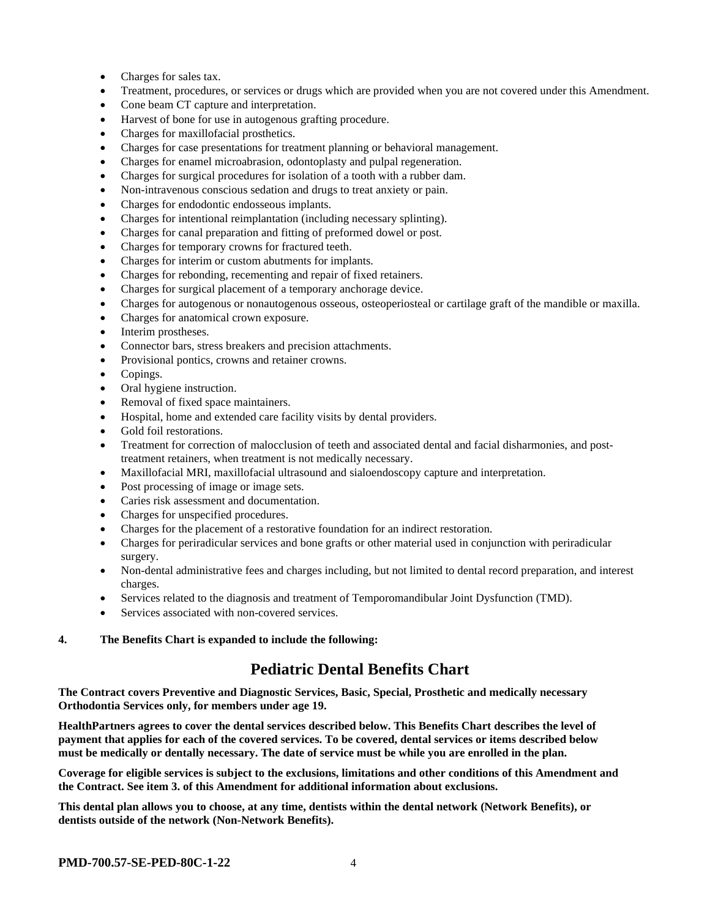- Charges for sales tax.
- Treatment, procedures, or services or drugs which are provided when you are not covered under this Amendment.
- Cone beam CT capture and interpretation.
- Harvest of bone for use in autogenous grafting procedure.
- Charges for maxillofacial prosthetics.
- Charges for case presentations for treatment planning or behavioral management.
- Charges for enamel microabrasion, odontoplasty and pulpal regeneration.
- Charges for surgical procedures for isolation of a tooth with a rubber dam.
- Non-intravenous conscious sedation and drugs to treat anxiety or pain.
- Charges for endodontic endosseous implants.
- Charges for intentional reimplantation (including necessary splinting).
- Charges for canal preparation and fitting of preformed dowel or post.
- Charges for temporary crowns for fractured teeth.
- Charges for interim or custom abutments for implants.
- Charges for rebonding, recementing and repair of fixed retainers.
- Charges for surgical placement of a temporary anchorage device.
- Charges for autogenous or nonautogenous osseous, osteoperiosteal or cartilage graft of the mandible or maxilla.
- Charges for anatomical crown exposure.
- Interim prostheses.
- Connector bars, stress breakers and precision attachments.
- Provisional pontics, crowns and retainer crowns.
- Copings.
- Oral hygiene instruction.
- Removal of fixed space maintainers.
- Hospital, home and extended care facility visits by dental providers.
- Gold foil restorations.
- Treatment for correction of malocclusion of teeth and associated dental and facial disharmonies, and post-treatment retainers, when treatment is not medically necessary.
- Maxillofacial MRI, maxillofacial ultrasound and sialoendoscopy capture and interpretation.
- Post processing of image or image sets.
- Caries risk assessment and documentation.
- Charges for unspecified procedures.
- Charges for the placement of a restorative foundation for an indirect restoration.
- Charges for periradicular services and bone grafts or other material used in conjunction with periradicular surgery.
- Non-dental administrative fees and charges including, but not limited to dental record preparation, and interest charges.
- Services related to the diagnosis and treatment of Temporomandibular Joint Dysfunction (TMD).
- Services associated with non-covered services.

**4. The Benefits Chart is expanded to include the following:**

## Pediatric Dental Benefits Chart

**The Contract covers Preventive and Diagnostic Services, Basic, Special, Prosthetic and medically necessary Orthodontia Services only, for members under age 19.**

**HealthPartners agrees to cover the dental services described below. This Benefits Chart describes the level of payment that applies for each of the covered services. To be covered, dental services or items described below must be medically or dentally necessary. The date of service must be while you are enrolled in the plan.**

**Coverage for eligible services is subject to the exclusions, limitations and other conditions of this Amendment and the Contract. See item 3. of this Amendment for additional information about exclusions.**

**This dental plan allows you to choose, at any time, dentists within the dental network (Network Benefits), or dentists outside of the network (Non-Network Benefits).**

**PMD-700.57-SE-PED-80C-1-22**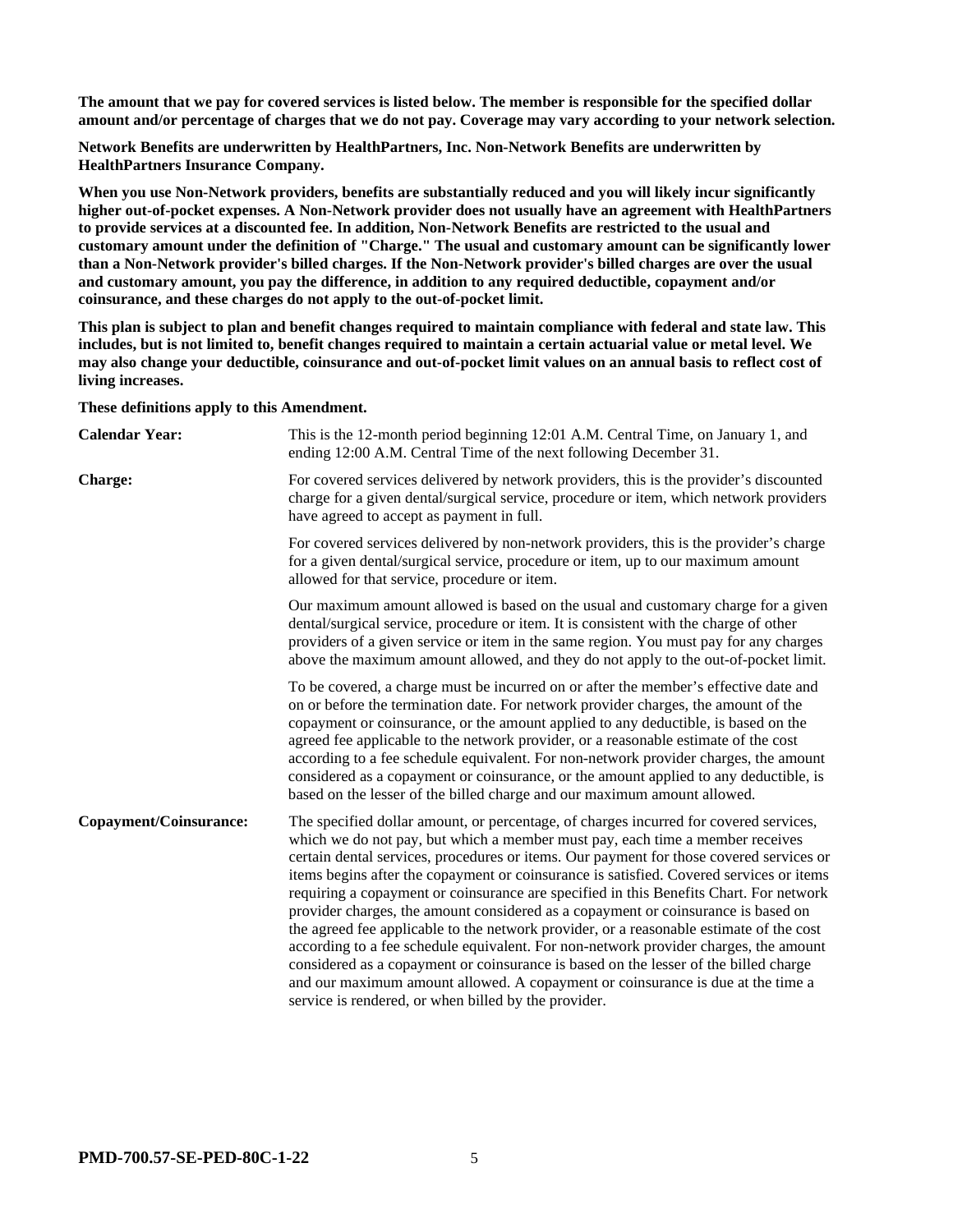**The amount that we pay for covered services is listed below. The member is responsible for the specified dollar amount and/or percentage of charges that we do not pay. Coverage may vary according to your network selection.**

**Network Benefits are underwritten by HealthPartners, Inc. Non-Network Benefits are underwritten by HealthPartners Insurance Company.**

**When you use Non-Network providers, benefits are substantially reduced and you will likely incur significantly higher out-of-pocket expenses. A Non-Network provider does not usually have an agreement with HealthPartners to provide services at a discounted fee. In addition, Non-Network Benefits are restricted to the usual and customary amount under the definition of "Charge." The usual and customary amount can be significantly lower than a Non-Network provider's billed charges. If the Non-Network provider's billed charges are over the usual and customary amount, you pay the difference, in addition to any required deductible, copayment and/or coinsurance, and these charges do not apply to the out-of-pocket limit.**

**This plan is subject to plan and benefit changes required to maintain compliance with federal and state law. This includes, but is not limited to, benefit changes required to maintain a certain actuarial value or metal level. We may also change your deductible, coinsurance and out-of-pocket limit values on an annual basis to reflect cost of living increases.**

**These definitions apply to this Amendment.**

| | |
|---|---|
| **Calendar Year:** | This is the 12-month period beginning 12:01 A.M. Central Time, on January 1, and ending 12:00 A.M. Central Time of the next following December 31. |
| **Charge:** | For covered services delivered by network providers, this is the provider's discounted charge for a given dental/surgical service, procedure or item, which network providers have agreed to accept as payment in full.<br><br>For covered services delivered by non-network providers, this is the provider's charge for a given dental/surgical service, procedure or item, up to our maximum amount allowed for that service, procedure or item.<br><br>Our maximum amount allowed is based on the usual and customary charge for a given dental/surgical service, procedure or item. It is consistent with the charge of other providers of a given service or item in the same region. You must pay for any charges above the maximum amount allowed, and they do not apply to the out-of-pocket limit.<br><br>To be covered, a charge must be incurred on or after the member's effective date and on or before the termination date. For network provider charges, the amount of the copayment or coinsurance, or the amount applied to any deductible, is based on the agreed fee applicable to the network provider, or a reasonable estimate of the cost according to a fee schedule equivalent. For non-network provider charges, the amount considered as a copayment or coinsurance, or the amount applied to any deductible, is based on the lesser of the billed charge and our maximum amount allowed. |
| **Copayment/Coinsurance:** | The specified dollar amount, or percentage, of charges incurred for covered services, which we do not pay, but which a member must pay, each time a member receives certain dental services, procedures or items. Our payment for those covered services or items begins after the copayment or coinsurance is satisfied. Covered services or items requiring a copayment or coinsurance are specified in this Benefits Chart. For network provider charges, the amount considered as a copayment or coinsurance is based on the agreed fee applicable to the network provider, or a reasonable estimate of the cost according to a fee schedule equivalent. For non-network provider charges, the amount considered as a copayment or coinsurance is based on the lesser of the billed charge and our maximum amount allowed. A copayment or coinsurance is due at the time a service is rendered, or when billed by the provider. |

**PMD-700.57-SE-PED-80C-1-22**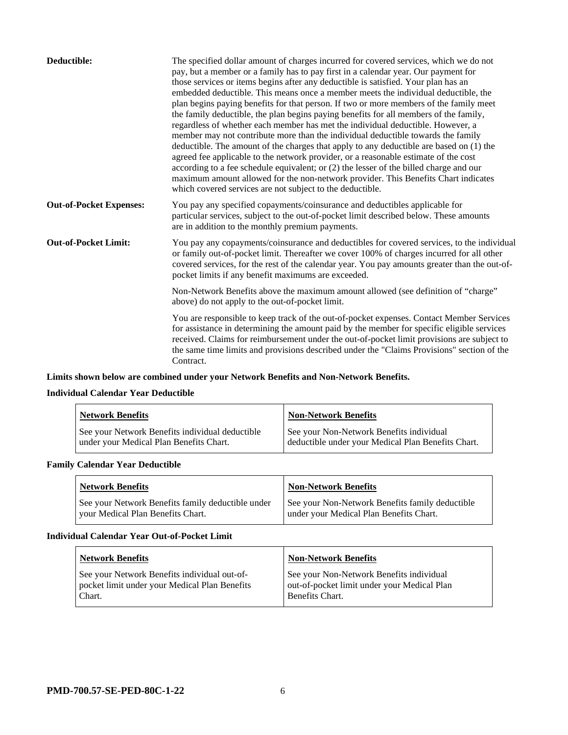**Deductible:** The specified dollar amount of charges incurred for covered services, which we do not pay, but a member or a family has to pay first in a calendar year. Our payment for those services or items begins after any deductible is satisfied. Your plan has an embedded deductible. This means once a member meets the individual deductible, the plan begins paying benefits for that person. If two or more members of the family meet the family deductible, the plan begins paying benefits for all members of the family, regardless of whether each member has met the individual deductible. However, a member may not contribute more than the individual deductible towards the family deductible. The amount of the charges that apply to any deductible are based on (1) the agreed fee applicable to the network provider, or a reasonable estimate of the cost according to a fee schedule equivalent; or (2) the lesser of the billed charge and our maximum amount allowed for the non-network provider. This Benefits Chart indicates which covered services are not subject to the deductible.

**Out-of-Pocket Expenses:** You pay any specified copayments/coinsurance and deductibles applicable for particular services, subject to the out-of-pocket limit described below. These amounts are in addition to the monthly premium payments.

**Out-of-Pocket Limit:** You pay any copayments/coinsurance and deductibles for covered services, to the individual or family out-of-pocket limit. Thereafter we cover 100% of charges incurred for all other covered services, for the rest of the calendar year. You pay amounts greater than the out-of-pocket limits if any benefit maximums are exceeded.

Non-Network Benefits above the maximum amount allowed (see definition of "charge" above) do not apply to the out-of-pocket limit.

You are responsible to keep track of the out-of-pocket expenses. Contact Member Services for assistance in determining the amount paid by the member for specific eligible services received. Claims for reimbursement under the out-of-pocket limit provisions are subject to the same time limits and provisions described under the "Claims Provisions" section of the Contract.

**Limits shown below are combined under your Network Benefits and Non-Network Benefits.**

**Individual Calendar Year Deductible**

| Network Benefits | Non-Network Benefits |
|---|---|
| See your Network Benefits individual deductible under your Medical Plan Benefits Chart. | See your Non-Network Benefits individual deductible under your Medical Plan Benefits Chart. |

**Family Calendar Year Deductible**

| Network Benefits | Non-Network Benefits |
|---|---|
| See your Network Benefits family deductible under your Medical Plan Benefits Chart. | See your Non-Network Benefits family deductible under your Medical Plan Benefits Chart. |

**Individual Calendar Year Out-of-Pocket Limit**

| Network Benefits | Non-Network Benefits |
|---|---|
| See your Network Benefits individual out-of-pocket limit under your Medical Plan Benefits Chart. | See your Non-Network Benefits individual out-of-pocket limit under your Medical Plan Benefits Chart. |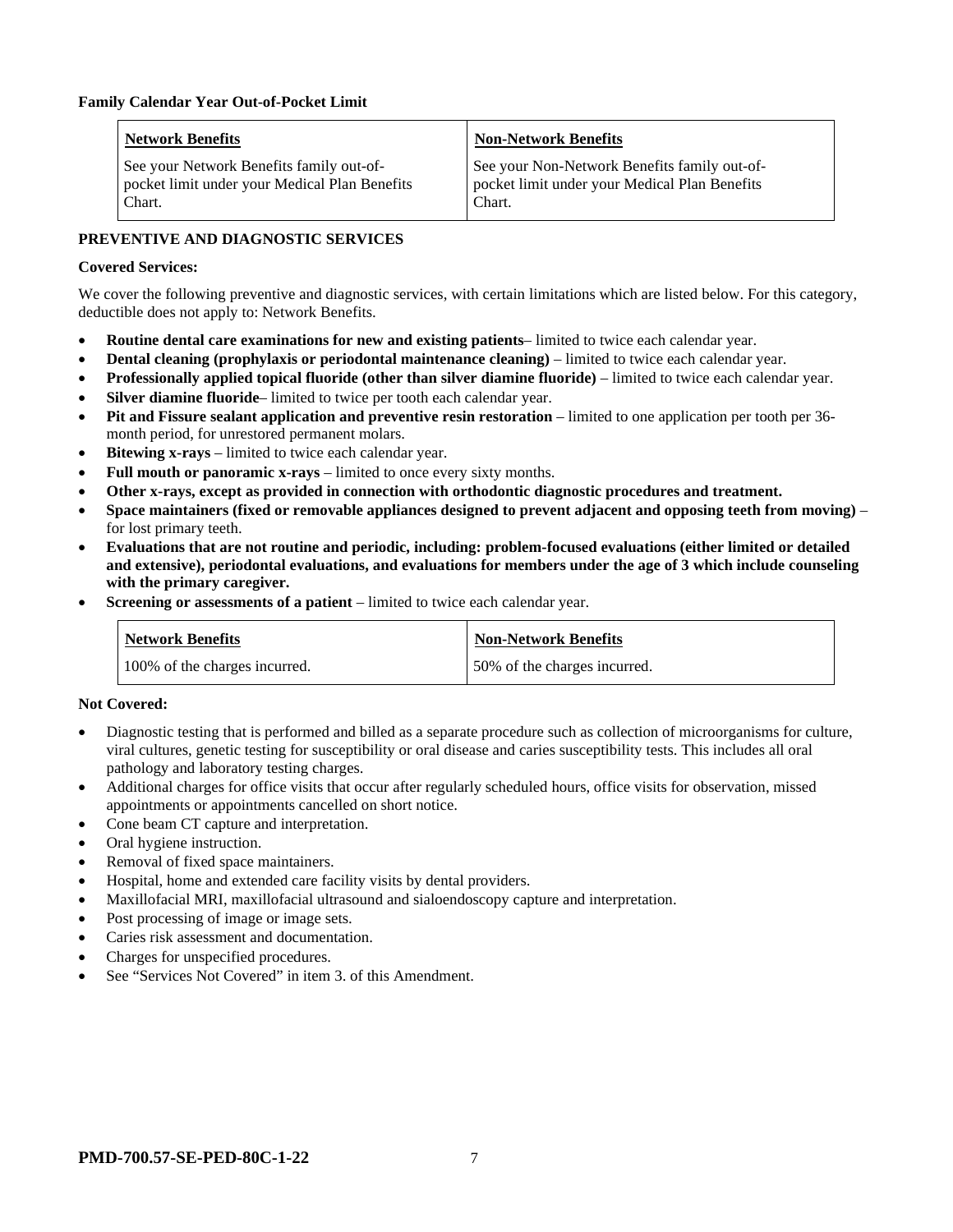**Family Calendar Year Out-of-Pocket Limit**

| Network Benefits | Non-Network Benefits |
|---|---|
| See your Network Benefits family out-of-pocket limit under your Medical Plan Benefits Chart. | See your Non-Network Benefits family out-of-pocket limit under your Medical Plan Benefits Chart. |

**PREVENTIVE AND DIAGNOSTIC SERVICES**

**Covered Services:**

We cover the following preventive and diagnostic services, with certain limitations which are listed below. For this category, deductible does not apply to: Network Benefits.

- **Routine dental care examinations for new and existing patients**– limited to twice each calendar year.
- **Dental cleaning (prophylaxis or periodontal maintenance cleaning)** – limited to twice each calendar year.
- **Professionally applied topical fluoride (other than silver diamine fluoride)** – limited to twice each calendar year.
- **Silver diamine fluoride**– limited to twice per tooth each calendar year.
- **Pit and Fissure sealant application and preventive resin restoration** – limited to one application per tooth per 36-month period, for unrestored permanent molars.
- **Bitewing x-rays** – limited to twice each calendar year.
- **Full mouth or panoramic x-rays** – limited to once every sixty months.
- **Other x-rays, except as provided in connection with orthodontic diagnostic procedures and treatment.**
- **Space maintainers (fixed or removable appliances designed to prevent adjacent and opposing teeth from moving)** – for lost primary teeth.
- **Evaluations that are not routine and periodic, including: problem-focused evaluations (either limited or detailed and extensive), periodontal evaluations, and evaluations for members under the age of 3 which include counseling with the primary caregiver.**
- **Screening or assessments of a patient** – limited to twice each calendar year.

| Network Benefits | Non-Network Benefits |
|---|---|
| 100% of the charges incurred. | 50% of the charges incurred. |

**Not Covered:**

- Diagnostic testing that is performed and billed as a separate procedure such as collection of microorganisms for culture, viral cultures, genetic testing for susceptibility or oral disease and caries susceptibility tests. This includes all oral pathology and laboratory testing charges.
- Additional charges for office visits that occur after regularly scheduled hours, office visits for observation, missed appointments or appointments cancelled on short notice.
- Cone beam CT capture and interpretation.
- Oral hygiene instruction.
- Removal of fixed space maintainers.
- Hospital, home and extended care facility visits by dental providers.
- Maxillofacial MRI, maxillofacial ultrasound and sialoendoscopy capture and interpretation.
- Post processing of image or image sets.
- Caries risk assessment and documentation.
- Charges for unspecified procedures.
- See "Services Not Covered" in item 3. of this Amendment.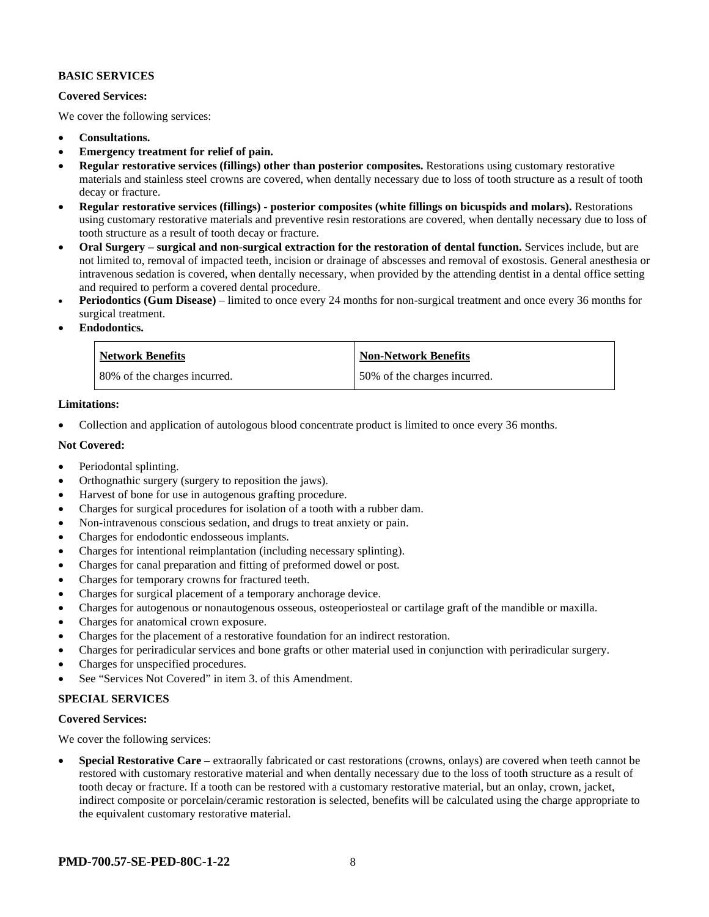**BASIC SERVICES**

**Covered Services:**

We cover the following services:

- **Consultations.**
- **Emergency treatment for relief of pain.**
- **Regular restorative services (fillings) other than posterior composites.** Restorations using customary restorative materials and stainless steel crowns are covered, when dentally necessary due to loss of tooth structure as a result of tooth decay or fracture.
- **Regular restorative services (fillings) - posterior composites (white fillings on bicuspids and molars).** Restorations using customary restorative materials and preventive resin restorations are covered, when dentally necessary due to loss of tooth structure as a result of tooth decay or fracture.
- **Oral Surgery – surgical and non-surgical extraction for the restoration of dental function.** Services include, but are not limited to, removal of impacted teeth, incision or drainage of abscesses and removal of exostosis. General anesthesia or intravenous sedation is covered, when dentally necessary, when provided by the attending dentist in a dental office setting and required to perform a covered dental procedure.
- **Periodontics (Gum Disease)** – limited to once every 24 months for non-surgical treatment and once every 36 months for surgical treatment.
- **Endodontics.**

| Network Benefits | Non-Network Benefits |
| --- | --- |
| 80% of the charges incurred. | 50% of the charges incurred. |

**Limitations:**

- Collection and application of autologous blood concentrate product is limited to once every 36 months.

**Not Covered:**

- Periodontal splinting.
- Orthognathic surgery (surgery to reposition the jaws).
- Harvest of bone for use in autogenous grafting procedure.
- Charges for surgical procedures for isolation of a tooth with a rubber dam.
- Non-intravenous conscious sedation, and drugs to treat anxiety or pain.
- Charges for endodontic endosseous implants.
- Charges for intentional reimplantation (including necessary splinting).
- Charges for canal preparation and fitting of preformed dowel or post.
- Charges for temporary crowns for fractured teeth.
- Charges for surgical placement of a temporary anchorage device.
- Charges for autogenous or nonautogenous osseous, osteoperiosteal or cartilage graft of the mandible or maxilla.
- Charges for anatomical crown exposure.
- Charges for the placement of a restorative foundation for an indirect restoration.
- Charges for periradicular services and bone grafts or other material used in conjunction with periradicular surgery.
- Charges for unspecified procedures.
- See "Services Not Covered" in item 3. of this Amendment.

**SPECIAL SERVICES**

**Covered Services:**

We cover the following services:

- **Special Restorative Care** – extraorally fabricated or cast restorations (crowns, onlays) are covered when teeth cannot be restored with customary restorative material and when dentally necessary due to the loss of tooth structure as a result of tooth decay or fracture. If a tooth can be restored with a customary restorative material, but an onlay, crown, jacket, indirect composite or porcelain/ceramic restoration is selected, benefits will be calculated using the charge appropriate to the equivalent customary restorative material.

**PMD-700.57-SE-PED-80C-1-22**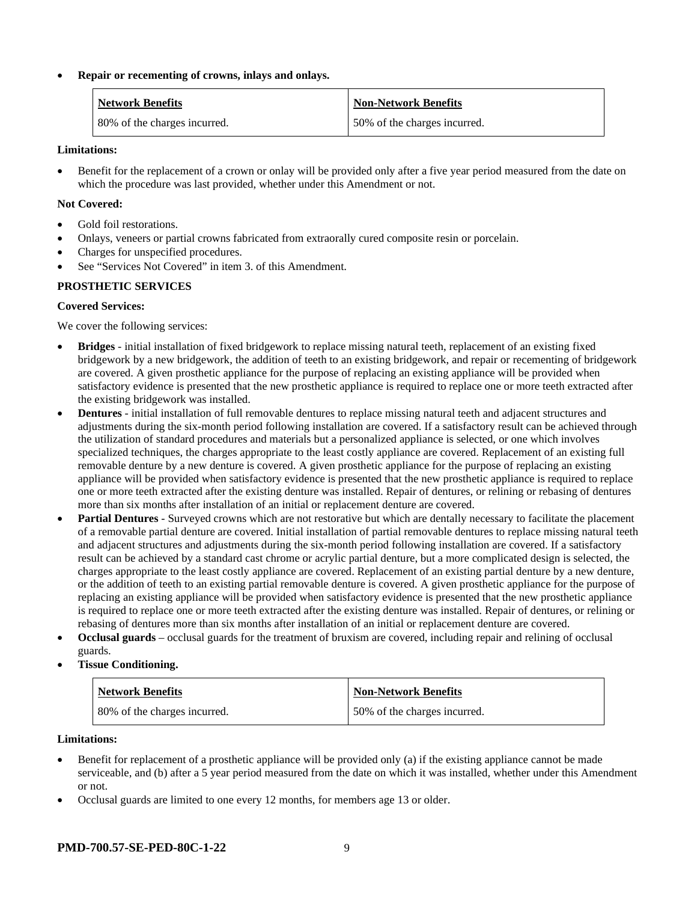- **Repair or recementing of crowns, inlays and onlays.**

| Network Benefits | Non-Network Benefits |
|---|---|
| 80% of the charges incurred. | 50% of the charges incurred. |

**Limitations:**

- Benefit for the replacement of a crown or onlay will be provided only after a five year period measured from the date on which the procedure was last provided, whether under this Amendment or not.

**Not Covered:**

- Gold foil restorations.
- Onlays, veneers or partial crowns fabricated from extraorally cured composite resin or porcelain.
- Charges for unspecified procedures.
- See "Services Not Covered" in item 3. of this Amendment.

**PROSTHETIC SERVICES**

**Covered Services:**

We cover the following services:

- **Bridges** - initial installation of fixed bridgework to replace missing natural teeth, replacement of an existing fixed bridgework by a new bridgework, the addition of teeth to an existing bridgework, and repair or recementing of bridgework are covered. A given prosthetic appliance for the purpose of replacing an existing appliance will be provided when satisfactory evidence is presented that the new prosthetic appliance is required to replace one or more teeth extracted after the existing bridgework was installed.
- **Dentures** - initial installation of full removable dentures to replace missing natural teeth and adjacent structures and adjustments during the six-month period following installation are covered. If a satisfactory result can be achieved through the utilization of standard procedures and materials but a personalized appliance is selected, or one which involves specialized techniques, the charges appropriate to the least costly appliance are covered. Replacement of an existing full removable denture by a new denture is covered. A given prosthetic appliance for the purpose of replacing an existing appliance will be provided when satisfactory evidence is presented that the new prosthetic appliance is required to replace one or more teeth extracted after the existing denture was installed. Repair of dentures, or relining or rebasing of dentures more than six months after installation of an initial or replacement denture are covered.
- **Partial Dentures** - Surveyed crowns which are not restorative but which are dentally necessary to facilitate the placement of a removable partial denture are covered. Initial installation of partial removable dentures to replace missing natural teeth and adjacent structures and adjustments during the six-month period following installation are covered. If a satisfactory result can be achieved by a standard cast chrome or acrylic partial denture, but a more complicated design is selected, the charges appropriate to the least costly appliance are covered. Replacement of an existing partial denture by a new denture, or the addition of teeth to an existing partial removable denture is covered. A given prosthetic appliance for the purpose of replacing an existing appliance will be provided when satisfactory evidence is presented that the new prosthetic appliance is required to replace one or more teeth extracted after the existing denture was installed. Repair of dentures, or relining or rebasing of dentures more than six months after installation of an initial or replacement denture are covered.
- **Occlusal guards** – occlusal guards for the treatment of bruxism are covered, including repair and relining of occlusal guards.
- **Tissue Conditioning.**

| Network Benefits | Non-Network Benefits |
|---|---|
| 80% of the charges incurred. | 50% of the charges incurred. |

**Limitations:**

- Benefit for replacement of a prosthetic appliance will be provided only (a) if the existing appliance cannot be made serviceable, and (b) after a 5 year period measured from the date on which it was installed, whether under this Amendment or not.
- Occlusal guards are limited to one every 12 months, for members age 13 or older.

**PMD-700.57-SE-PED-80C-1-22**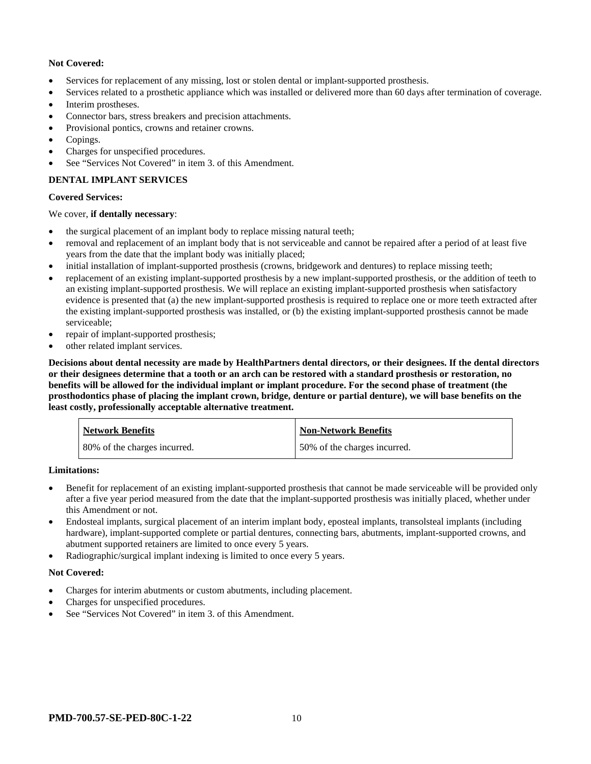**Not Covered:**

- Services for replacement of any missing, lost or stolen dental or implant-supported prosthesis.
- Services related to a prosthetic appliance which was installed or delivered more than 60 days after termination of coverage.
- Interim prostheses.
- Connector bars, stress breakers and precision attachments.
- Provisional pontics, crowns and retainer crowns.
- Copings.
- Charges for unspecified procedures.
- See "Services Not Covered" in item 3. of this Amendment.

**DENTAL IMPLANT SERVICES**

**Covered Services:**

We cover, **if dentally necessary**:

- the surgical placement of an implant body to replace missing natural teeth;
- removal and replacement of an implant body that is not serviceable and cannot be repaired after a period of at least five years from the date that the implant body was initially placed;
- initial installation of implant-supported prosthesis (crowns, bridgework and dentures) to replace missing teeth;
- replacement of an existing implant-supported prosthesis by a new implant-supported prosthesis, or the addition of teeth to an existing implant-supported prosthesis. We will replace an existing implant-supported prosthesis when satisfactory evidence is presented that (a) the new implant-supported prosthesis is required to replace one or more teeth extracted after the existing implant-supported prosthesis was installed, or (b) the existing implant-supported prosthesis cannot be made serviceable;
- repair of implant-supported prosthesis;
- other related implant services.

**Decisions about dental necessity are made by HealthPartners dental directors, or their designees. If the dental directors or their designees determine that a tooth or an arch can be restored with a standard prosthesis or restoration, no benefits will be allowed for the individual implant or implant procedure. For the second phase of treatment (the prosthodontics phase of placing the implant crown, bridge, denture or partial denture), we will base benefits on the least costly, professionally acceptable alternative treatment.**

| **Network Benefits** | **Non-Network Benefits** |
|---|---|
| 80% of the charges incurred. | 50% of the charges incurred. |

**Limitations:**

- Benefit for replacement of an existing implant-supported prosthesis that cannot be made serviceable will be provided only after a five year period measured from the date that the implant-supported prosthesis was initially placed, whether under this Amendment or not.
- Endosteal implants, surgical placement of an interim implant body, eposteal implants, transolsteal implants (including hardware), implant-supported complete or partial dentures, connecting bars, abutments, implant-supported crowns, and abutment supported retainers are limited to once every 5 years.
- Radiographic/surgical implant indexing is limited to once every 5 years.

**Not Covered:**

- Charges for interim abutments or custom abutments, including placement.
- Charges for unspecified procedures.
- See "Services Not Covered" in item 3. of this Amendment.

**PMD-700.57-SE-PED-80C-1-22**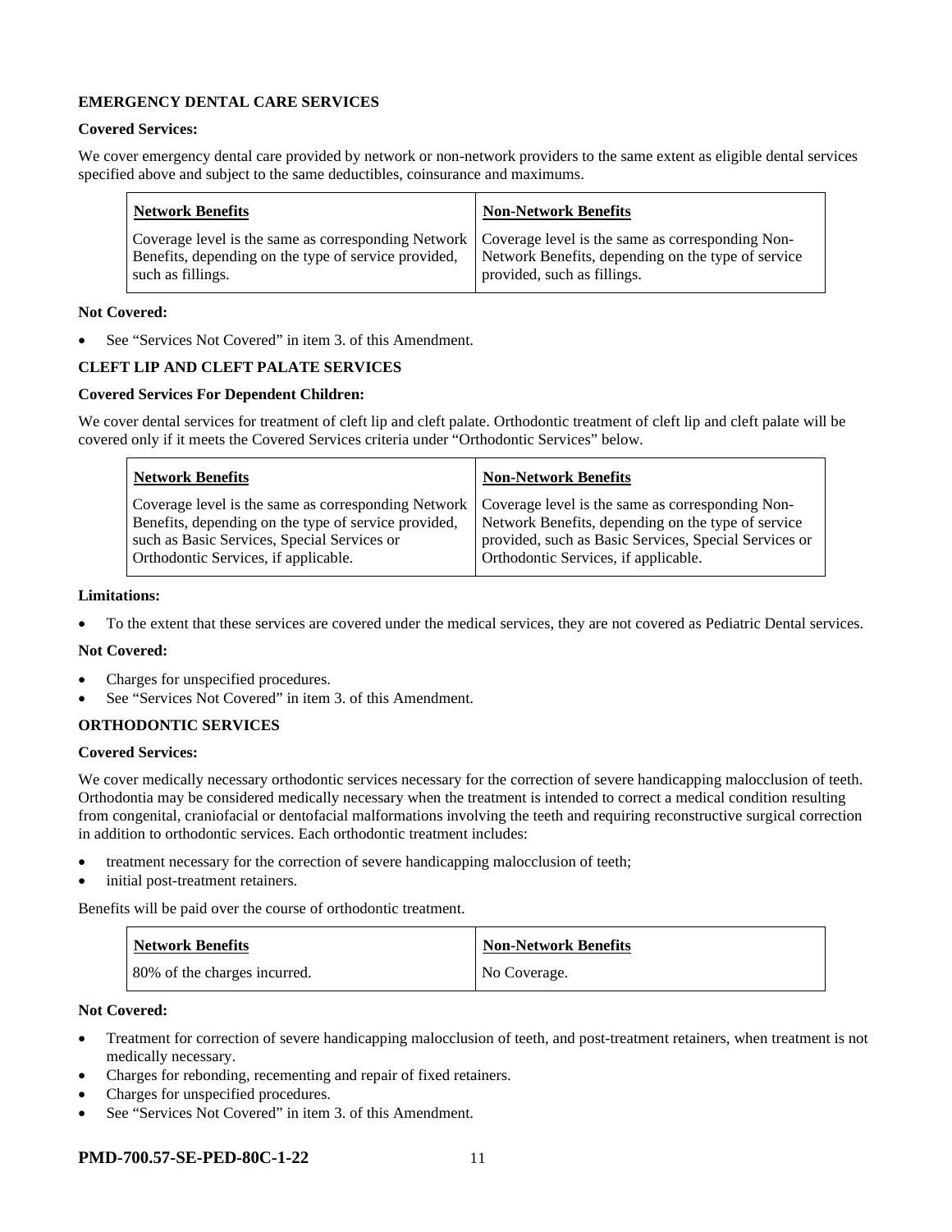**EMERGENCY DENTAL CARE SERVICES**

**Covered Services:**

We cover emergency dental care provided by network or non-network providers to the same extent as eligible dental services specified above and subject to the same deductibles, coinsurance and maximums.

| Network Benefits | Non-Network Benefits |
|---|---|
| Coverage level is the same as corresponding Network Benefits, depending on the type of service provided, such as fillings. | Coverage level is the same as corresponding Non-Network Benefits, depending on the type of service provided, such as fillings. |

**Not Covered:**

- See "Services Not Covered" in item 3. of this Amendment.

**CLEFT LIP AND CLEFT PALATE SERVICES**

**Covered Services For Dependent Children:**

We cover dental services for treatment of cleft lip and cleft palate. Orthodontic treatment of cleft lip and cleft palate will be covered only if it meets the Covered Services criteria under "Orthodontic Services" below.

| Network Benefits | Non-Network Benefits |
|---|---|
| Coverage level is the same as corresponding Network Benefits, depending on the type of service provided, such as Basic Services, Special Services or Orthodontic Services, if applicable. | Coverage level is the same as corresponding Non-Network Benefits, depending on the type of service provided, such as Basic Services, Special Services or Orthodontic Services, if applicable. |

**Limitations:**

- To the extent that these services are covered under the medical services, they are not covered as Pediatric Dental services.

**Not Covered:**

- Charges for unspecified procedures.
- See "Services Not Covered" in item 3. of this Amendment.

**ORTHODONTIC SERVICES**

**Covered Services:**

We cover medically necessary orthodontic services necessary for the correction of severe handicapping malocclusion of teeth. Orthodontia may be considered medically necessary when the treatment is intended to correct a medical condition resulting from congenital, craniofacial or dentofacial malformations involving the teeth and requiring reconstructive surgical correction in addition to orthodontic services. Each orthodontic treatment includes:

- treatment necessary for the correction of severe handicapping malocclusion of teeth;
- initial post-treatment retainers.

Benefits will be paid over the course of orthodontic treatment.

| Network Benefits | Non-Network Benefits |
|---|---|
| 80% of the charges incurred. | No Coverage. |

**Not Covered:**

- Treatment for correction of severe handicapping malocclusion of teeth, and post-treatment retainers, when treatment is not medically necessary.
- Charges for rebonding, recementing and repair of fixed retainers.
- Charges for unspecified procedures.
- See "Services Not Covered" in item 3. of this Amendment.

**PMD-700.57-SE-PED-80C-1-22**